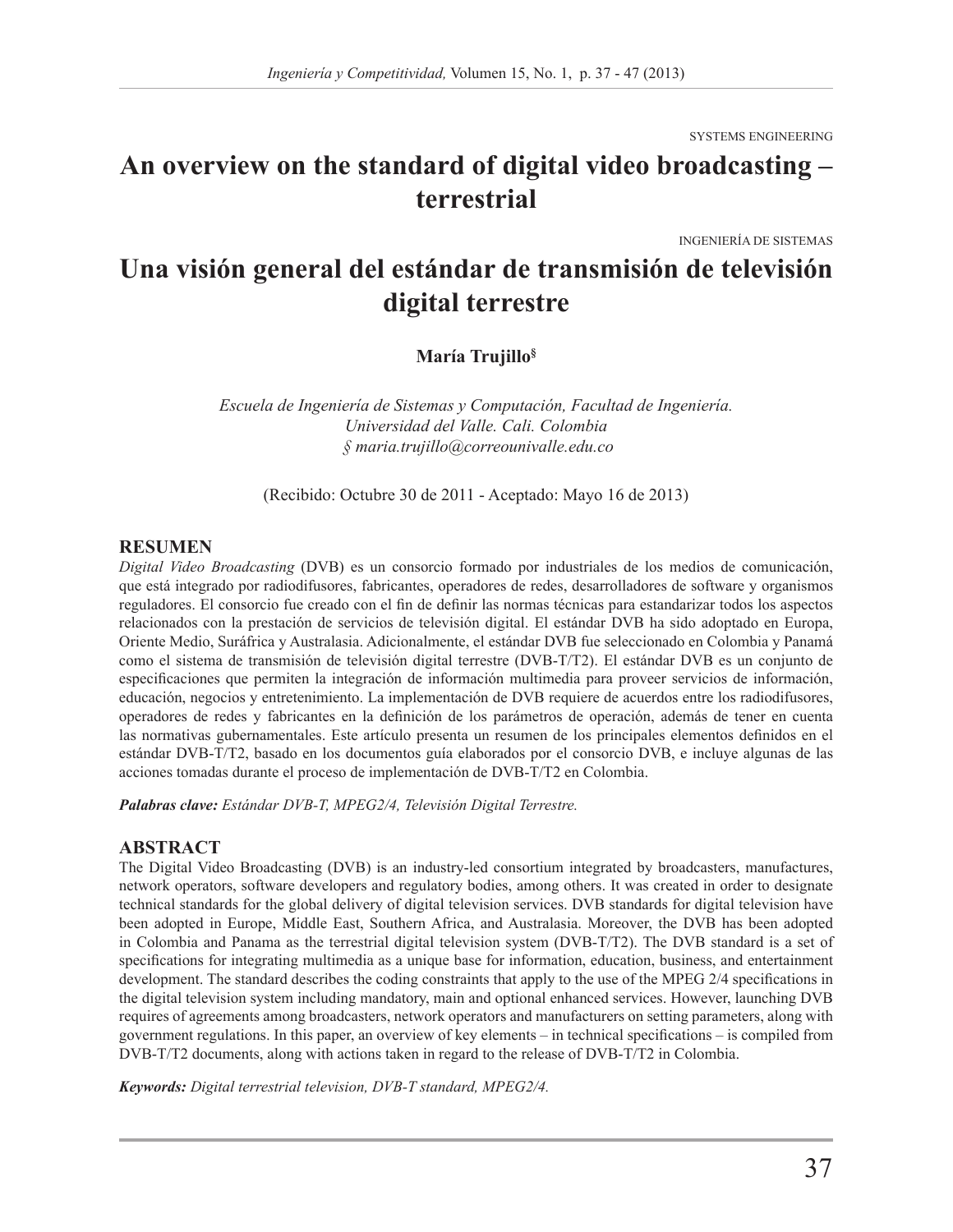SYSTEMS ENGINEERING

# An overview on the standard of digital video broadcasting – terrestrial

INGENIERÍA DE SISTEMAS

# Una visión general del estándar de transmisión de televisión digital terrestre

**María Trujillo**[§]

*Escuela de Ingeniería de Sistemas y Computación, Facultad de Ingeniería.*
*Universidad del Valle. Cali. Colombia*
*§ maria.trujillo@correounivalle.edu.co*

(Recibido: Octubre 30 de 2011 - Aceptado: Mayo 16 de 2013)

## RESUMEN

*Digital Video Broadcasting* (DVB) es un consorcio formado por industriales de los medios de comunicación, que está integrado por radiodifusores, fabricantes, operadores de redes, desarrolladores de software y organismos reguladores. El consorcio fue creado con el fin de definir las normas técnicas para estandarizar todos los aspectos relacionados con la prestación de servicios de televisión digital. El estándar DVB ha sido adoptado en Europa, Oriente Medio, Suráfrica y Australasia. Adicionalmente, el estándar DVB fue seleccionado en Colombia y Panamá como el sistema de transmisión de televisión digital terrestre (DVB-T/T2). El estándar DVB es un conjunto de especificaciones que permiten la integración de información multimedia para proveer servicios de información, educación, negocios y entretenimiento. La implementación de DVB requiere de acuerdos entre los radiodifusores, operadores de redes y fabricantes en la definición de los parámetros de operación, además de tener en cuenta las normativas gubernamentales. Este artículo presenta un resumen de los principales elementos definidos en el estándar DVB-T/T2, basado en los documentos guía elaborados por el consorcio DVB, e incluye algunas de las acciones tomadas durante el proceso de implementación de DVB-T/T2 en Colombia.

***Palabras clave:*** *Estándar DVB-T, MPEG2/4, Televisión Digital Terrestre.*

## ABSTRACT

The Digital Video Broadcasting (DVB) is an industry-led consortium integrated by broadcasters, manufactures, network operators, software developers and regulatory bodies, among others. It was created in order to designate technical standards for the global delivery of digital television services. DVB standards for digital television have been adopted in Europe, Middle East, Southern Africa, and Australasia. Moreover, the DVB has been adopted in Colombia and Panama as the terrestrial digital television system (DVB-T/T2). The DVB standard is a set of specifications for integrating multimedia as a unique base for information, education, business, and entertainment development. The standard describes the coding constraints that apply to the use of the MPEG 2/4 specifications in the digital television system including mandatory, main and optional enhanced services. However, launching DVB requires of agreements among broadcasters, network operators and manufacturers on setting parameters, along with government regulations. In this paper, an overview of key elements – in technical specifications – is compiled from DVB-T/T2 documents, along with actions taken in regard to the release of DVB-T/T2 in Colombia.

***Keywords:*** *Digital terrestrial television, DVB-T standard, MPEG2/4.*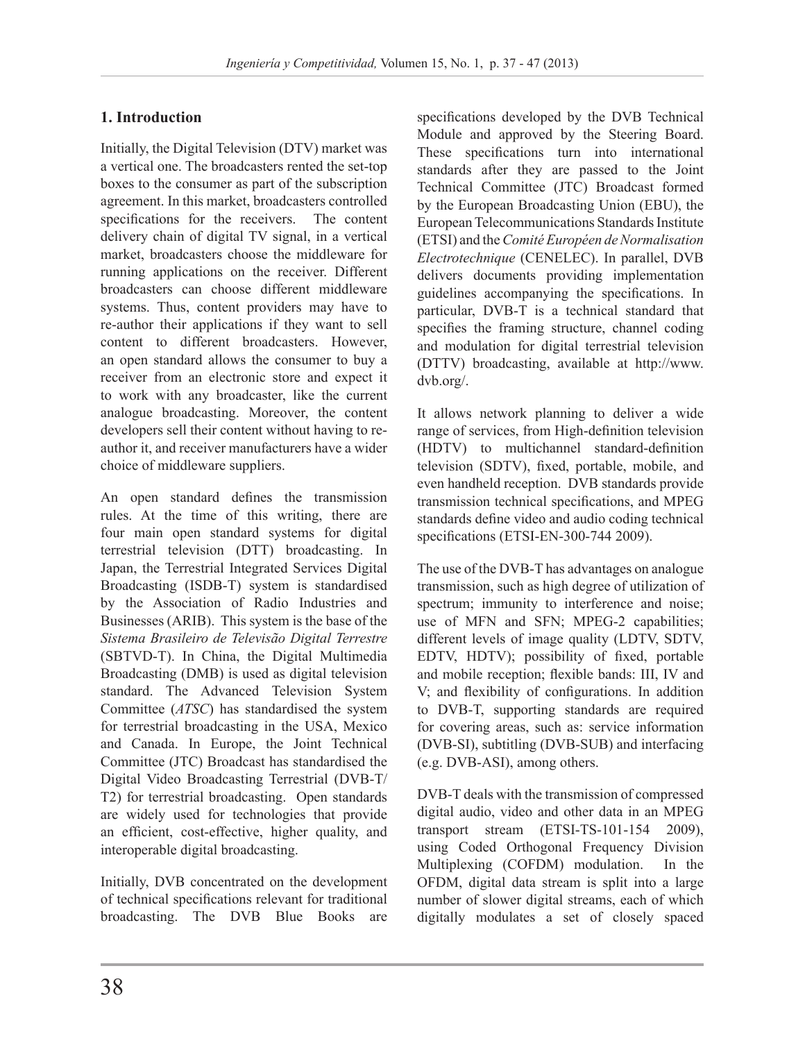## 1. Introduction

Initially, the Digital Television (DTV) market was a vertical one. The broadcasters rented the set-top boxes to the consumer as part of the subscription agreement. In this market, broadcasters controlled specifications for the receivers. The content delivery chain of digital TV signal, in a vertical market, broadcasters choose the middleware for running applications on the receiver. Different broadcasters can choose different middleware systems. Thus, content providers may have to re-author their applications if they want to sell content to different broadcasters. However, an open standard allows the consumer to buy a receiver from an electronic store and expect it to work with any broadcaster, like the current analogue broadcasting. Moreover, the content developers sell their content without having to re-author it, and receiver manufacturers have a wider choice of middleware suppliers.

An open standard defines the transmission rules. At the time of this writing, there are four main open standard systems for digital terrestrial television (DTT) broadcasting. In Japan, the Terrestrial Integrated Services Digital Broadcasting (ISDB-T) system is standardised by the Association of Radio Industries and Businesses (ARIB). This system is the base of the *Sistema Brasileiro de Televisão Digital Terrestre* (SBTVD-T). In China, the Digital Multimedia Broadcasting (DMB) is used as digital television standard. The Advanced Television System Committee (*ATSC*) has standardised the system for terrestrial broadcasting in the USA, Mexico and Canada. In Europe, the Joint Technical Committee (JTC) Broadcast has standardised the Digital Video Broadcasting Terrestrial (DVB-T/T2) for terrestrial broadcasting. Open standards are widely used for technologies that provide an efficient, cost-effective, higher quality, and interoperable digital broadcasting.

Initially, DVB concentrated on the development of technical specifications relevant for traditional broadcasting. The DVB Blue Books are specifications developed by the DVB Technical Module and approved by the Steering Board. These specifications turn into international standards after they are passed to the Joint Technical Committee (JTC) Broadcast formed by the European Broadcasting Union (EBU), the European Telecommunications Standards Institute (ETSI) and the *Comité Européen de Normalisation Electrotechnique* (CENELEC). In parallel, DVB delivers documents providing implementation guidelines accompanying the specifications. In particular, DVB-T is a technical standard that specifies the framing structure, channel coding and modulation for digital terrestrial television (DTTV) broadcasting, available at http://www.dvb.org/.

It allows network planning to deliver a wide range of services, from High-definition television (HDTV) to multichannel standard-definition television (SDTV), fixed, portable, mobile, and even handheld reception. DVB standards provide transmission technical specifications, and MPEG standards define video and audio coding technical specifications (ETSI-EN-300-744 2009).

The use of the DVB-T has advantages on analogue transmission, such as high degree of utilization of spectrum; immunity to interference and noise; use of MFN and SFN; MPEG-2 capabilities; different levels of image quality (LDTV, SDTV, EDTV, HDTV); possibility of fixed, portable and mobile reception; flexible bands: III, IV and V; and flexibility of configurations. In addition to DVB-T, supporting standards are required for covering areas, such as: service information (DVB-SI), subtitling (DVB-SUB) and interfacing (e.g. DVB-ASI), among others.

DVB-T deals with the transmission of compressed digital audio, video and other data in an MPEG transport stream (ETSI-TS-101-154 2009), using Coded Orthogonal Frequency Division Multiplexing (COFDM) modulation. In the OFDM, digital data stream is split into a large number of slower digital streams, each of which digitally modulates a set of closely spaced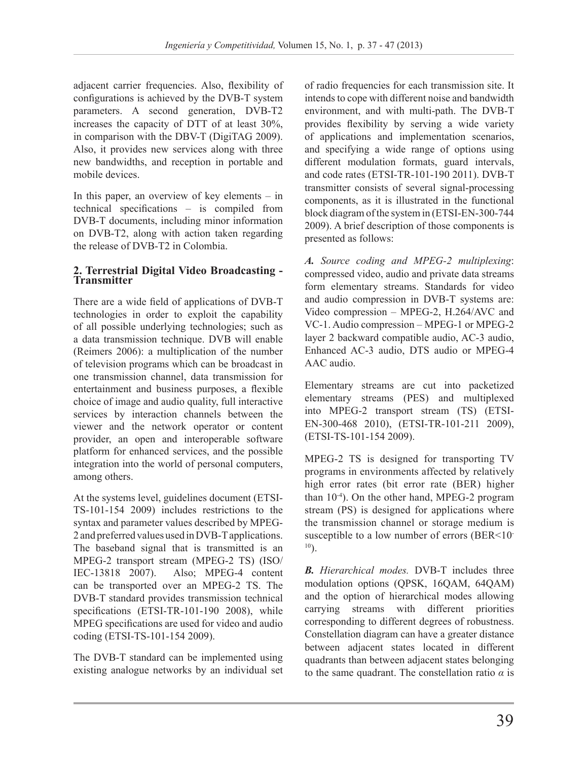adjacent carrier frequencies. Also, flexibility of configurations is achieved by the DVB-T system parameters. A second generation, DVB-T2 increases the capacity of DTT of at least 30%, in comparison with the DBV-T (DigiTAG 2009). Also, it provides new services along with three new bandwidths, and reception in portable and mobile devices.

In this paper, an overview of key elements – in technical specifications – is compiled from DVB-T documents, including minor information on DVB-T2, along with action taken regarding the release of DVB-T2 in Colombia.

## 2. Terrestrial Digital Video Broadcasting - Transmitter

There are a wide field of applications of DVB-T technologies in order to exploit the capability of all possible underlying technologies; such as a data transmission technique. DVB will enable (Reimers 2006): a multiplication of the number of television programs which can be broadcast in one transmission channel, data transmission for entertainment and business purposes, a flexible choice of image and audio quality, full interactive services by interaction channels between the viewer and the network operator or content provider, an open and interoperable software platform for enhanced services, and the possible integration into the world of personal computers, among others.

At the systems level, guidelines document (ETSI-TS-101-154 2009) includes restrictions to the syntax and parameter values described by MPEG-2 and preferred values used in DVB-T applications. The baseband signal that is transmitted is an MPEG-2 transport stream (MPEG-2 TS) (ISO/IEC-13818 2007). Also; MPEG-4 content can be transported over an MPEG-2 TS. The DVB-T standard provides transmission technical specifications (ETSI-TR-101-190 2008), while MPEG specifications are used for video and audio coding (ETSI-TS-101-154 2009).

The DVB-T standard can be implemented using existing analogue networks by an individual set of radio frequencies for each transmission site. It intends to cope with different noise and bandwidth environment, and with multi-path. The DVB-T provides flexibility by serving a wide variety of applications and implementation scenarios, and specifying a wide range of options using different modulation formats, guard intervals, and code rates (ETSI-TR-101-190 2011). DVB-T transmitter consists of several signal-processing components, as it is illustrated in the functional block diagram of the system in (ETSI-EN-300-744 2009). A brief description of those components is presented as follows:

***A.*** *Source coding and MPEG-2 multiplexing*: compressed video, audio and private data streams form elementary streams. Standards for video and audio compression in DVB-T systems are: Video compression – MPEG-2, H.264/AVC and VC-1. Audio compression – MPEG-1 or MPEG-2 layer 2 backward compatible audio, AC-3 audio, Enhanced AC-3 audio, DTS audio or MPEG-4 AAC audio.

Elementary streams are cut into packetized elementary streams (PES) and multiplexed into MPEG-2 transport stream (TS) (ETSI-EN-300-468 2010), (ETSI-TR-101-211 2009), (ETSI-TS-101-154 2009).

MPEG-2 TS is designed for transporting TV programs in environments affected by relatively high error rates (bit error rate (BER) higher than $10^{-4}$). On the other hand, MPEG-2 program stream (PS) is designed for applications where the transmission channel or storage medium is susceptible to a low number of errors (BER<$10^{-10}$).

***B.*** *Hierarchical modes.* DVB-T includes three modulation options (QPSK, 16QAM, 64QAM) and the option of hierarchical modes allowing carrying streams with different priorities corresponding to different degrees of robustness. Constellation diagram can have a greater distance between adjacent states located in different quadrants than between adjacent states belonging to the same quadrant. The constellation ratio $\alpha$ is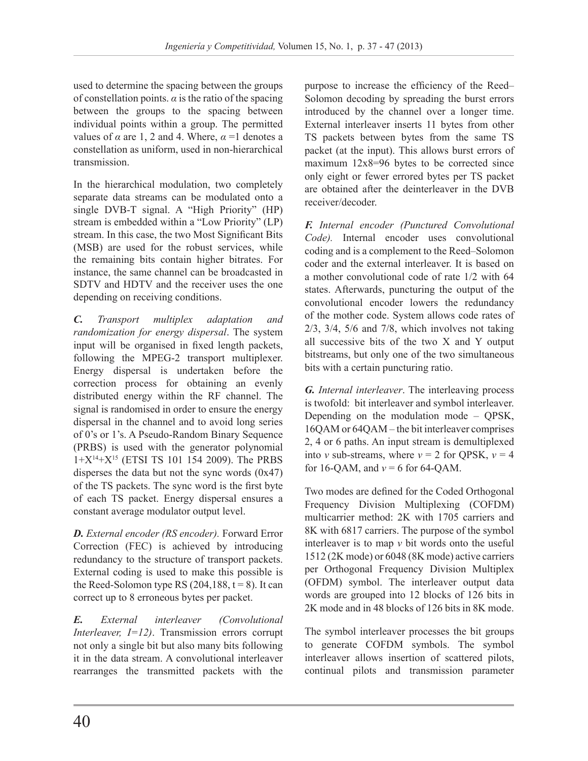used to determine the spacing between the groups of constellation points. $\alpha$ is the ratio of the spacing between the groups to the spacing between individual points within a group. The permitted values of $\alpha$ are 1, 2 and 4. Where, $\alpha$ =1 denotes a constellation as uniform, used in non-hierarchical transmission.

In the hierarchical modulation, two completely separate data streams can be modulated onto a single DVB-T signal. A "High Priority" (HP) stream is embedded within a "Low Priority" (LP) stream. In this case, the two Most Significant Bits (MSB) are used for the robust services, while the remaining bits contain higher bitrates. For instance, the same channel can be broadcasted in SDTV and HDTV and the receiver uses the one depending on receiving conditions.

***C.** Transport multiplex adaptation and randomization for energy dispersal*. The system input will be organised in fixed length packets, following the MPEG-2 transport multiplexer. Energy dispersal is undertaken before the correction process for obtaining an evenly distributed energy within the RF channel. The signal is randomised in order to ensure the energy dispersal in the channel and to avoid long series of 0's or 1's. A Pseudo-Random Binary Sequence (PRBS) is used with the generator polynomial $1+X^{14}+X^{15}$ (ETSI TS 101 154 2009). The PRBS disperses the data but not the sync words (0x47) of the TS packets. The sync word is the first byte of each TS packet. Energy dispersal ensures a constant average modulator output level.

***D.** External encoder (RS encoder).* Forward Error Correction (FEC) is achieved by introducing redundancy to the structure of transport packets. External coding is used to make this possible is the Reed-Solomon type RS (204,188, t = 8). It can correct up to 8 erroneous bytes per packet.

***E.** External interleaver (Convolutional Interleaver, I=12)*. Transmission errors corrupt not only a single bit but also many bits following it in the data stream. A convolutional interleaver rearranges the transmitted packets with the purpose to increase the efficiency of the Reed–Solomon decoding by spreading the burst errors introduced by the channel over a longer time. External interleaver inserts 11 bytes from other TS packets between bytes from the same TS packet (at the input). This allows burst errors of maximum 12x8=96 bytes to be corrected since only eight or fewer errored bytes per TS packet are obtained after the deinterleaver in the DVB receiver/decoder.

***F.** Internal encoder (Punctured Convolutional Code).* Internal encoder uses convolutional coding and is a complement to the Reed–Solomon coder and the external interleaver. It is based on a mother convolutional code of rate 1/2 with 64 states. Afterwards, puncturing the output of the convolutional encoder lowers the redundancy of the mother code. System allows code rates of 2/3, 3/4, 5/6 and 7/8, which involves not taking all successive bits of the two X and Y output bitstreams, but only one of the two simultaneous bits with a certain puncturing ratio.

***G.** Internal interleaver*. The interleaving process is twofold: bit interleaver and symbol interleaver. Depending on the modulation mode – QPSK, 16QAM or 64QAM – the bit interleaver comprises 2, 4 or 6 paths. An input stream is demultiplexed into $v$ sub-streams, where $v = 2$ for QPSK, $v = 4$ for 16-QAM, and $v = 6$ for 64-QAM.

Two modes are defined for the Coded Orthogonal Frequency Division Multiplexing (COFDM) multicarrier method: 2K with 1705 carriers and 8K with 6817 carriers. The purpose of the symbol interleaver is to map $v$ bit words onto the useful 1512 (2K mode) or 6048 (8K mode) active carriers per Orthogonal Frequency Division Multiplex (OFDM) symbol. The interleaver output data words are grouped into 12 blocks of 126 bits in 2K mode and in 48 blocks of 126 bits in 8K mode.

The symbol interleaver processes the bit groups to generate COFDM symbols. The symbol interleaver allows insertion of scattered pilots, continual pilots and transmission parameter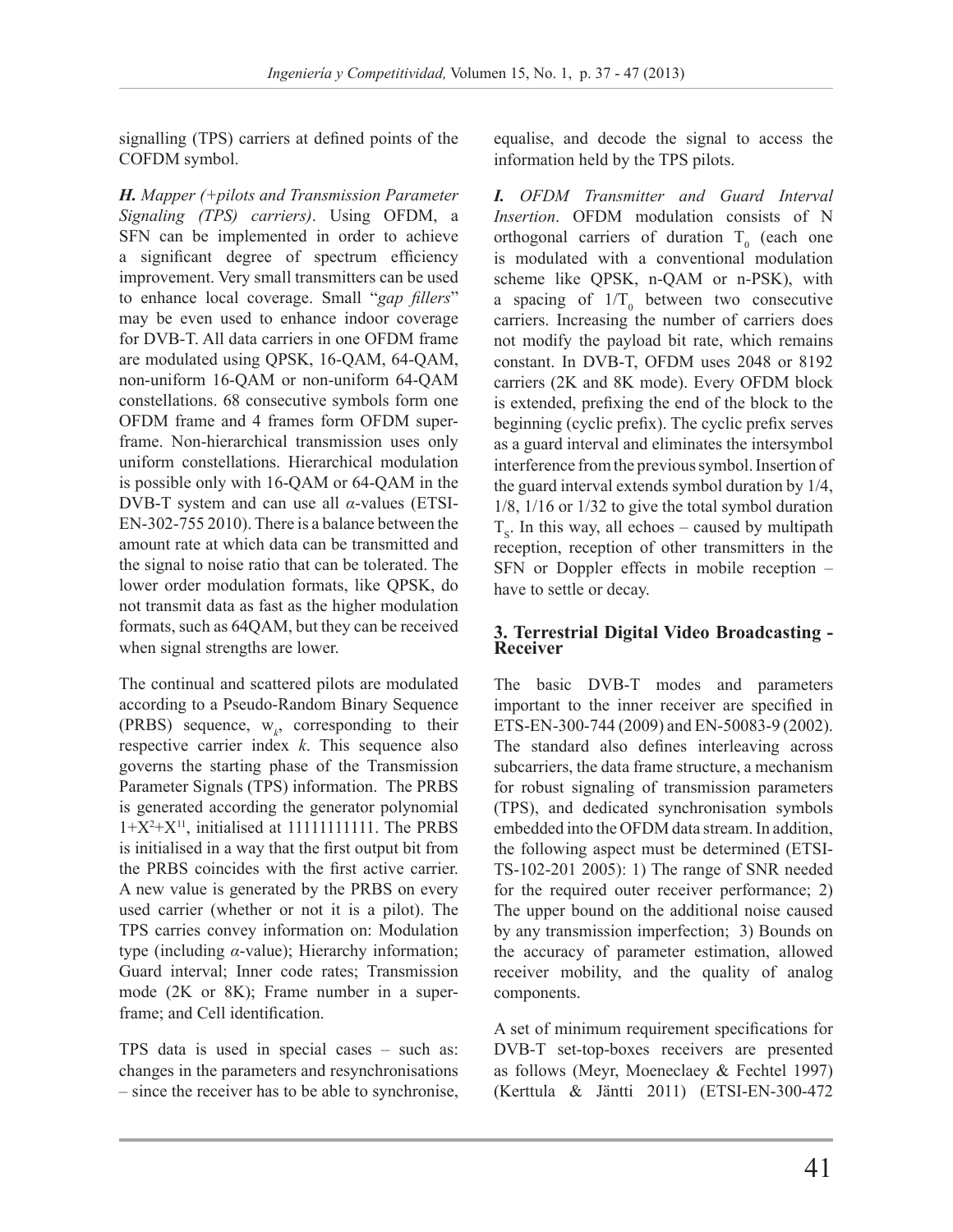signalling (TPS) carriers at defined points of the COFDM symbol.

***H.*** *Mapper (+pilots and Transmission Parameter Signaling (TPS) carriers)*. Using OFDM, a SFN can be implemented in order to achieve a significant degree of spectrum efficiency improvement. Very small transmitters can be used to enhance local coverage. Small "*gap fillers*" may be even used to enhance indoor coverage for DVB-T. All data carriers in one OFDM frame are modulated using QPSK, 16-QAM, 64-QAM, non-uniform 16-QAM or non-uniform 64-QAM constellations. 68 consecutive symbols form one OFDM frame and 4 frames form OFDM super-frame. Non-hierarchical transmission uses only uniform constellations. Hierarchical modulation is possible only with 16-QAM or 64-QAM in the DVB-T system and can use all $\alpha$-values (ETSI-EN-302-755 2010). There is a balance between the amount rate at which data can be transmitted and the signal to noise ratio that can be tolerated. The lower order modulation formats, like QPSK, do not transmit data as fast as the higher modulation formats, such as 64QAM, but they can be received when signal strengths are lower.

The continual and scattered pilots are modulated according to a Pseudo-Random Binary Sequence (PRBS) sequence, $w_k$, corresponding to their respective carrier index $k$. This sequence also governs the starting phase of the Transmission Parameter Signals (TPS) information. The PRBS is generated according the generator polynomial $1+X^2+X^{11}$, initialised at 11111111111. The PRBS is initialised in a way that the first output bit from the PRBS coincides with the first active carrier. A new value is generated by the PRBS on every used carrier (whether or not it is a pilot). The TPS carries convey information on: Modulation type (including $\alpha$-value); Hierarchy information; Guard interval; Inner code rates; Transmission mode (2K or 8K); Frame number in a super-frame; and Cell identification.

TPS data is used in special cases – such as: changes in the parameters and resynchronisations – since the receiver has to be able to synchronise, equalise, and decode the signal to access the information held by the TPS pilots.

***I.*** *OFDM Transmitter and Guard Interval Insertion*. OFDM modulation consists of N orthogonal carriers of duration $T_0$ (each one is modulated with a conventional modulation scheme like QPSK, n-QAM or n-PSK), with a spacing of $1/T_0$ between two consecutive carriers. Increasing the number of carriers does not modify the payload bit rate, which remains constant. In DVB-T, OFDM uses 2048 or 8192 carriers (2K and 8K mode). Every OFDM block is extended, prefixing the end of the block to the beginning (cyclic prefix). The cyclic prefix serves as a guard interval and eliminates the intersymbol interference from the previous symbol. Insertion of the guard interval extends symbol duration by 1/4, 1/8, 1/16 or 1/32 to give the total symbol duration $T_s$. In this way, all echoes – caused by multipath reception, reception of other transmitters in the SFN or Doppler effects in mobile reception – have to settle or decay.

## 3. Terrestrial Digital Video Broadcasting - Receiver

The basic DVB-T modes and parameters important to the inner receiver are specified in ETS-EN-300-744 (2009) and EN-50083-9 (2002). The standard also defines interleaving across subcarriers, the data frame structure, a mechanism for robust signaling of transmission parameters (TPS), and dedicated synchronisation symbols embedded into the OFDM data stream. In addition, the following aspect must be determined (ETSI-TS-102-201 2005): 1) The range of SNR needed for the required outer receiver performance; 2) The upper bound on the additional noise caused by any transmission imperfection; 3) Bounds on the accuracy of parameter estimation, allowed receiver mobility, and the quality of analog components.

A set of minimum requirement specifications for DVB-T set-top-boxes receivers are presented as follows (Meyr, Moeneclaey & Fechtel 1997) (Kerttula & Jäntti 2011) (ETSI-EN-300-472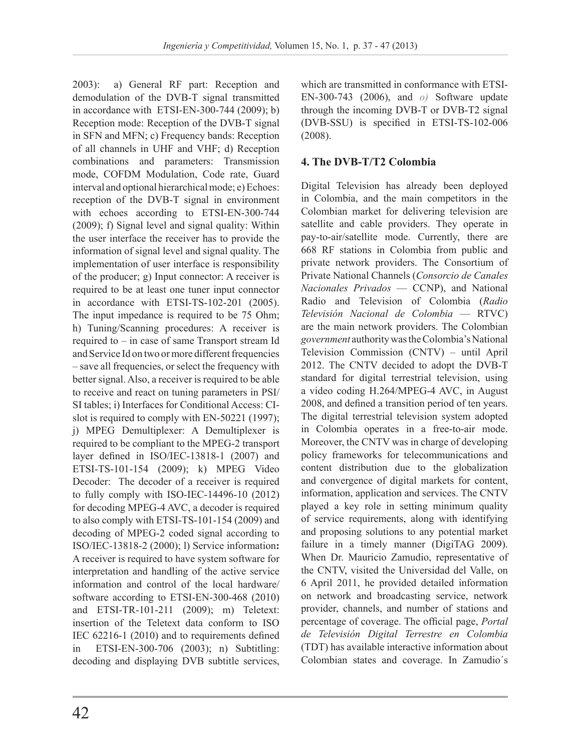2003): a) General RF part: Reception and demodulation of the DVB-T signal transmitted in accordance with ETSI-EN-300-744 (2009); b) Reception mode: Reception of the DVB-T signal in SFN and MFN; c) Frequency bands: Reception of all channels in UHF and VHF; d) Reception combinations and parameters: Transmission mode, COFDM Modulation, Code rate, Guard interval and optional hierarchical mode; e) Echoes: reception of the DVB-T signal in environment with echoes according to ETSI-EN-300-744 (2009); f) Signal level and signal quality: Within the user interface the receiver has to provide the information of signal level and signal quality. The implementation of user interface is responsibility of the producer; g) Input connector: A receiver is required to be at least one tuner input connector in accordance with ETSI-TS-102-201 (2005). The input impedance is required to be 75 Ohm; h) Tuning/Scanning procedures: A receiver is required to – in case of same Transport stream Id and Service Id on two or more different frequencies – save all frequencies, or select the frequency with better signal. Also, a receiver is required to be able to receive and react on tuning parameters in PSI/SI tables; i) Interfaces for Conditional Access: CI-slot is required to comply with EN-50221 (1997); j) MPEG Demultiplexer: A Demultiplexer is required to be compliant to the MPEG-2 transport layer defined in ISO/IEC-13818-1 (2007) and ETSI-TS-101-154 (2009); k) MPEG Video Decoder: The decoder of a receiver is required to fully comply with ISO-IEC-14496-10 (2012) for decoding MPEG-4 AVC, a decoder is required to also comply with ETSI-TS-101-154 (2009) and decoding of MPEG-2 coded signal according to ISO/IEC-13818-2 (2000); l) Service information**:** A receiver is required to have system software for interpretation and handling of the active service information and control of the local hardware/software according to ETSI-EN-300-468 (2010) and ETSI-TR-101-211 (2009); m) Teletext: insertion of the Teletext data conform to ISO IEC 62216-1 (2010) and to requirements defined in ETSI-EN-300-706 (2003); n) Subtitling: decoding and displaying DVB subtitle services, which are transmitted in conformance with ETSI-EN-300-743 (2006), and *o)* Software update through the incoming DVB-T or DVB-T2 signal (DVB-SSU) is specified in ETSI-TS-102-006 (2008).

## 4. The DVB-T/T2 Colombia

Digital Television has already been deployed in Colombia, and the main competitors in the Colombian market for delivering television are satellite and cable providers. They operate in pay-to-air/satellite mode. Currently, there are 668 RF stations in Colombia from public and private network providers. The Consortium of Private National Channels (*Consorcio de Canales Nacionales Privados* — CCNP), and National Radio and Television of Colombia (*Radio Televisión Nacional de Colombia* — RTVC) are the main network providers. The Colombian *government* authority was the Colombia's National Television Commission (CNTV) – until April 2012. The CNTV decided to adopt the DVB-T standard for digital terrestrial television, using a video coding H.264/MPEG-4 AVC, in August 2008, and defined a transition period of ten years. The digital terrestrial television system adopted in Colombia operates in a free-to-air mode. Moreover, the CNTV was in charge of developing policy frameworks for telecommunications and content distribution due to the globalization and convergence of digital markets for content, information, application and services. The CNTV played a key role in setting minimum quality of service requirements, along with identifying and proposing solutions to any potential market failure in a timely manner (DigiTAG 2009). When Dr. Mauricio Zamudio, representative of the CNTV, visited the Universidad del Valle, on 6 April 2011, he provided detailed information on network and broadcasting service, network provider, channels, and number of stations and percentage of coverage. The official page, *Portal de Televisión Digital Terrestre en Colombia* (TDT) has available interactive information about Colombian states and coverage. In Zamudio´s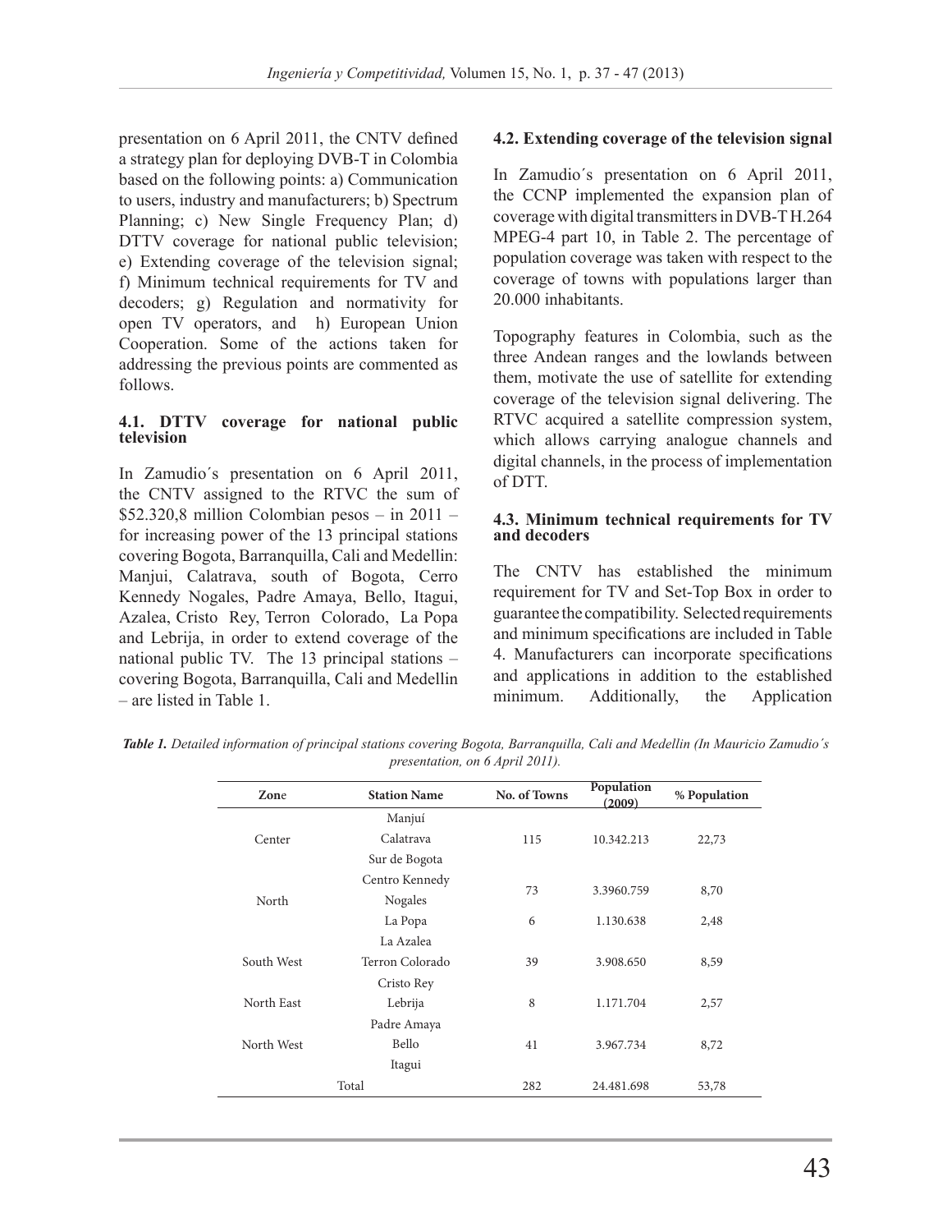presentation on 6 April 2011, the CNTV defined a strategy plan for deploying DVB-T in Colombia based on the following points: a) Communication to users, industry and manufacturers; b) Spectrum Planning; c) New Single Frequency Plan; d) DTTV coverage for national public television; e) Extending coverage of the television signal; f) Minimum technical requirements for TV and decoders; g) Regulation and normativity for open TV operators, and h) European Union Cooperation. Some of the actions taken for addressing the previous points are commented as follows.

### 4.1. DTTV coverage for national public television

In Zamudio´s presentation on 6 April 2011, the CNTV assigned to the RTVC the sum of $52.320,8 million Colombian pesos – in 2011 – for increasing power of the 13 principal stations covering Bogota, Barranquilla, Cali and Medellin: Manjui, Calatrava, south of Bogota, Cerro Kennedy Nogales, Padre Amaya, Bello, Itagui, Azalea, Cristo Rey, Terron Colorado, La Popa and Lebrija, in order to extend coverage of the national public TV. The 13 principal stations – covering Bogota, Barranquilla, Cali and Medellin – are listed in Table 1.

### 4.2. Extending coverage of the television signal

In Zamudio´s presentation on 6 April 2011, the CCNP implemented the expansion plan of coverage with digital transmitters in DVB-T H.264 MPEG-4 part 10, in Table 2. The percentage of population coverage was taken with respect to the coverage of towns with populations larger than 20.000 inhabitants.

Topography features in Colombia, such as the three Andean ranges and the lowlands between them, motivate the use of satellite for extending coverage of the television signal delivering. The RTVC acquired a satellite compression system, which allows carrying analogue channels and digital channels, in the process of implementation of DTT.

### 4.3. Minimum technical requirements for TV and decoders

The CNTV has established the minimum requirement for TV and Set-Top Box in order to guarantee the compatibility. Selected requirements and minimum specifications are included in Table 4. Manufacturers can incorporate specifications and applications in addition to the established minimum. Additionally, the Application

***Table 1.*** *Detailed information of principal stations covering Bogota, Barranquilla, Cali and Medellin (In Mauricio Zamudio´s presentation, on 6 April 2011).*

| Zone | Station Name | No. of Towns | Population (2009) | % Population |
|---|---|---|---|---|
| Center | Manjuí<br>Calatrava<br>Sur de Bogota | 115 | 10.342.213 | 22,73 |
| North | Centro Kennedy<br>Nogales | 73 | 3.3960.759 | 8,70 |
| | La Popa | 6 | 1.130.638 | 2,48 |
| South West | La Azalea<br>Terron Colorado<br>Cristo Rey | 39 | 3.908.650 | 8,59 |
| North East | Lebrija | 8 | 1.171.704 | 2,57 |
| North West | Padre Amaya<br>Bello<br>Itagui | 41 | 3.967.734 | 8,72 |
| Total | | 282 | 24.481.698 | 53,78 |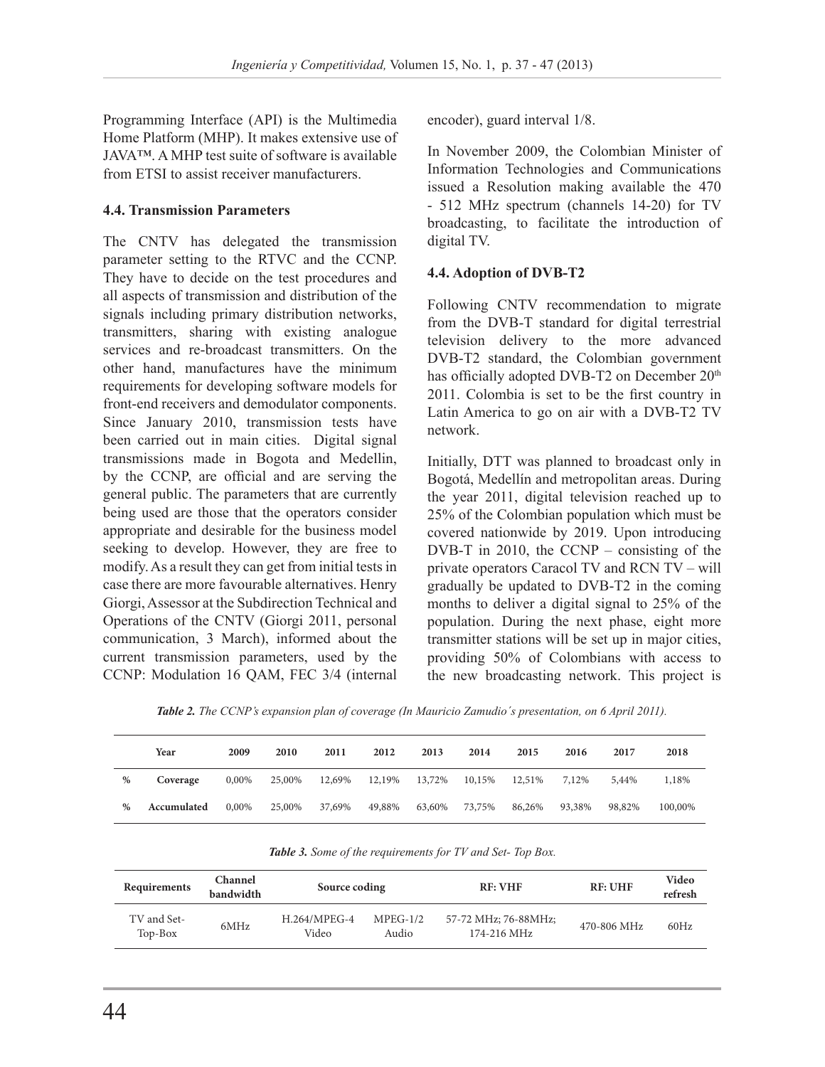Programming Interface (API) is the Multimedia Home Platform (MHP). It makes extensive use of JAVA™. A MHP test suite of software is available from ETSI to assist receiver manufacturers.

### 4.4. Transmission Parameters

The CNTV has delegated the transmission parameter setting to the RTVC and the CCNP. They have to decide on the test procedures and all aspects of transmission and distribution of the signals including primary distribution networks, transmitters, sharing with existing analogue services and re-broadcast transmitters. On the other hand, manufactures have the minimum requirements for developing software models for front-end receivers and demodulator components. Since January 2010, transmission tests have been carried out in main cities. Digital signal transmissions made in Bogota and Medellin, by the CCNP, are official and are serving the general public. The parameters that are currently being used are those that the operators consider appropriate and desirable for the business model seeking to develop. However, they are free to modify. As a result they can get from initial tests in case there are more favourable alternatives. Henry Giorgi, Assessor at the Subdirection Technical and Operations of the CNTV (Giorgi 2011, personal communication, 3 March), informed about the current transmission parameters, used by the CCNP: Modulation 16 QAM, FEC 3/4 (internal encoder), guard interval 1/8.

In November 2009, the Colombian Minister of Information Technologies and Communications issued a Resolution making available the 470 - 512 MHz spectrum (channels 14-20) for TV broadcasting, to facilitate the introduction of digital TV.

### 4.4. Adoption of DVB-T2

Following CNTV recommendation to migrate from the DVB-T standard for digital terrestrial television delivery to the more advanced DVB-T2 standard, the Colombian government has officially adopted DVB-T2 on December 20th 2011. Colombia is set to be the first country in Latin America to go on air with a DVB-T2 TV network.

Initially, DTT was planned to broadcast only in Bogotá, Medellín and metropolitan areas. During the year 2011, digital television reached up to 25% of the Colombian population which must be covered nationwide by 2019. Upon introducing DVB-T in 2010, the CCNP – consisting of the private operators Caracol TV and RCN TV – will gradually be updated to DVB-T2 in the coming months to deliver a digital signal to 25% of the population. During the next phase, eight more transmitter stations will be set up in major cities, providing 50% of Colombians with access to the new broadcasting network. This project is

***Table 2.*** *The CCNP's expansion plan of coverage (In Mauricio Zamudio´s presentation, on 6 April 2011).*

| | Year | 2009 | 2010 | 2011 | 2012 | 2013 | 2014 | 2015 | 2016 | 2017 | 2018 |
|---|---|---|---|---|---|---|---|---|---|---|---|
| % | Coverage | 0,00% | 25,00% | 12,69% | 12,19% | 13,72% | 10,15% | 12,51% | 7,12% | 5,44% | 1,18% |
| % | Accumulated | 0,00% | 25,00% | 37,69% | 49,88% | 63,60% | 73,75% | 86,26% | 93,38% | 98,82% | 100,00% |

***Table 3.*** *Some of the requirements for TV and Set- Top Box.*

| Requirements | Channel bandwidth | Source coding | | RF: VHF | RF: UHF | Video refresh |
|---|---|---|---|---|---|---|
| TV and Set-Top-Box | 6MHz | H.264/MPEG-4 Video | MPEG-1/2 Audio | 57-72 MHz; 76-88MHz; 174-216 MHz | 470-806 MHz | 60Hz |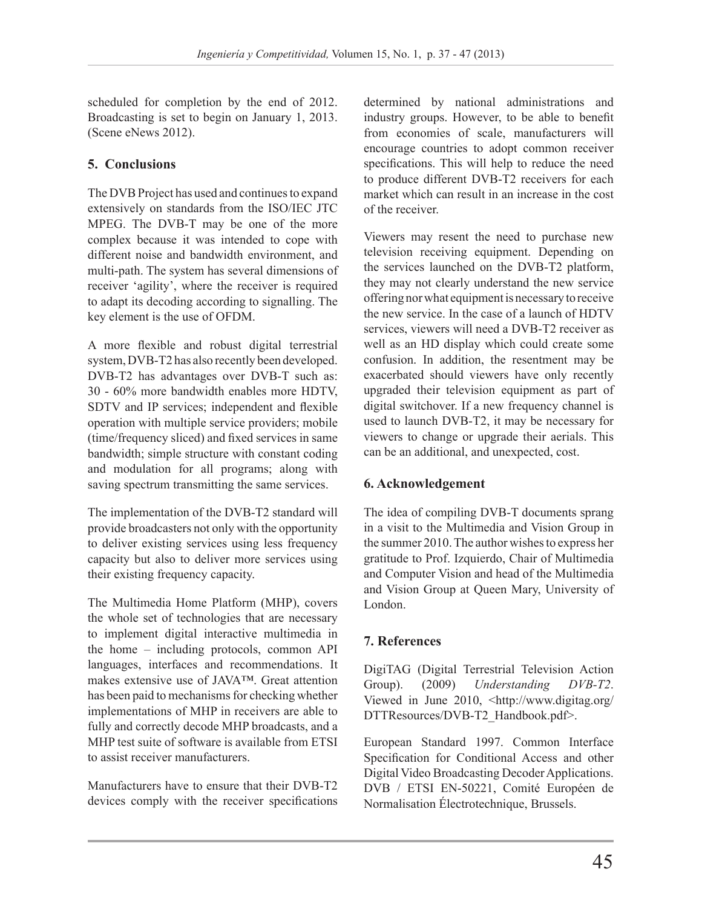scheduled for completion by the end of 2012. Broadcasting is set to begin on January 1, 2013. (Scene eNews 2012).

## 5. Conclusions

The DVB Project has used and continues to expand extensively on standards from the ISO/IEC JTC MPEG. The DVB-T may be one of the more complex because it was intended to cope with different noise and bandwidth environment, and multi-path. The system has several dimensions of receiver 'agility', where the receiver is required to adapt its decoding according to signalling. The key element is the use of OFDM.

A more flexible and robust digital terrestrial system, DVB-T2 has also recently been developed. DVB-T2 has advantages over DVB-T such as: 30 - 60% more bandwidth enables more HDTV, SDTV and IP services; independent and flexible operation with multiple service providers; mobile (time/frequency sliced) and fixed services in same bandwidth; simple structure with constant coding and modulation for all programs; along with saving spectrum transmitting the same services.

The implementation of the DVB-T2 standard will provide broadcasters not only with the opportunity to deliver existing services using less frequency capacity but also to deliver more services using their existing frequency capacity.

The Multimedia Home Platform (MHP), covers the whole set of technologies that are necessary to implement digital interactive multimedia in the home – including protocols, common API languages, interfaces and recommendations. It makes extensive use of JAVA™. Great attention has been paid to mechanisms for checking whether implementations of MHP in receivers are able to fully and correctly decode MHP broadcasts, and a MHP test suite of software is available from ETSI to assist receiver manufacturers.

Manufacturers have to ensure that their DVB-T2 devices comply with the receiver specifications determined by national administrations and industry groups. However, to be able to benefit from economies of scale, manufacturers will encourage countries to adopt common receiver specifications. This will help to reduce the need to produce different DVB-T2 receivers for each market which can result in an increase in the cost of the receiver.

Viewers may resent the need to purchase new television receiving equipment. Depending on the services launched on the DVB-T2 platform, they may not clearly understand the new service offering nor what equipment is necessary to receive the new service. In the case of a launch of HDTV services, viewers will need a DVB-T2 receiver as well as an HD display which could create some confusion. In addition, the resentment may be exacerbated should viewers have only recently upgraded their television equipment as part of digital switchover. If a new frequency channel is used to launch DVB-T2, it may be necessary for viewers to change or upgrade their aerials. This can be an additional, and unexpected, cost.

## 6. Acknowledgement

The idea of compiling DVB-T documents sprang in a visit to the Multimedia and Vision Group in the summer 2010. The author wishes to express her gratitude to Prof. Izquierdo, Chair of Multimedia and Computer Vision and head of the Multimedia and Vision Group at Queen Mary, University of London.

## 7. References

DigiTAG (Digital Terrestrial Television Action Group). (2009) *Understanding DVB-T2*. Viewed in June 2010, <http://www.digitag.org/DTTResources/DVB-T2_Handbook.pdf>.

European Standard 1997. Common Interface Specification for Conditional Access and other Digital Video Broadcasting Decoder Applications. DVB / ETSI EN-50221, Comité Européen de Normalisation Électrotechnique, Brussels.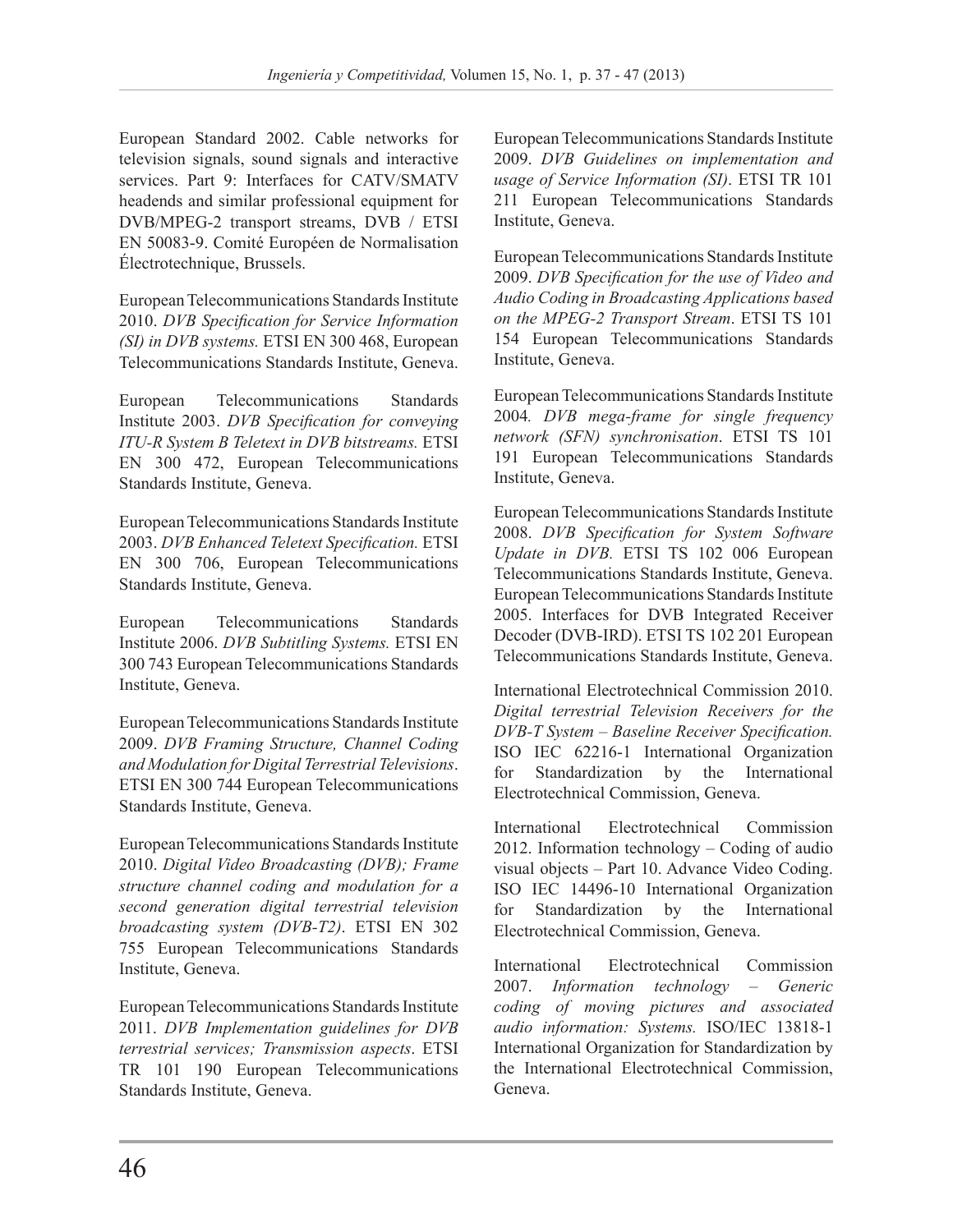European Standard 2002. Cable networks for television signals, sound signals and interactive services. Part 9: Interfaces for CATV/SMATV headends and similar professional equipment for DVB/MPEG-2 transport streams, DVB / ETSI EN 50083-9. Comité Européen de Normalisation Électrotechnique, Brussels.

European Telecommunications Standards Institute 2010. *DVB Specification for Service Information (SI) in DVB systems.* ETSI EN 300 468, European Telecommunications Standards Institute, Geneva.

European Telecommunications Standards Institute 2003. *DVB Specification for conveying ITU-R System B Teletext in DVB bitstreams.* ETSI EN 300 472, European Telecommunications Standards Institute, Geneva.

European Telecommunications Standards Institute 2003. *DVB Enhanced Teletext Specification.* ETSI EN 300 706, European Telecommunications Standards Institute, Geneva.

European Telecommunications Standards Institute 2006. *DVB Subtitling Systems.* ETSI EN 300 743 European Telecommunications Standards Institute, Geneva.

European Telecommunications Standards Institute 2009. *DVB Framing Structure, Channel Coding and Modulation for Digital Terrestrial Televisions*. ETSI EN 300 744 European Telecommunications Standards Institute, Geneva.

European Telecommunications Standards Institute 2010. *Digital Video Broadcasting (DVB); Frame structure channel coding and modulation for a second generation digital terrestrial television broadcasting system (DVB-T2)*. ETSI EN 302 755 European Telecommunications Standards Institute, Geneva.

European Telecommunications Standards Institute 2011. *DVB Implementation guidelines for DVB terrestrial services; Transmission aspects*. ETSI TR 101 190 European Telecommunications Standards Institute, Geneva.

European Telecommunications Standards Institute 2009. *DVB Guidelines on implementation and usage of Service Information (SI)*. ETSI TR 101 211 European Telecommunications Standards Institute, Geneva.

European Telecommunications Standards Institute 2009. *DVB Specification for the use of Video and Audio Coding in Broadcasting Applications based on the MPEG-2 Transport Stream*. ETSI TS 101 154 European Telecommunications Standards Institute, Geneva.

European Telecommunications Standards Institute 2004*. DVB mega-frame for single frequency network (SFN) synchronisation*. ETSI TS 101 191 European Telecommunications Standards Institute, Geneva.

European Telecommunications Standards Institute 2008. *DVB Specification for System Software Update in DVB.* ETSI TS 102 006 European Telecommunications Standards Institute, Geneva.

European Telecommunications Standards Institute 2005. Interfaces for DVB Integrated Receiver Decoder (DVB-IRD). ETSI TS 102 201 European Telecommunications Standards Institute, Geneva.

International Electrotechnical Commission 2010. *Digital terrestrial Television Receivers for the DVB-T System – Baseline Receiver Specification.* ISO IEC 62216-1 International Organization for Standardization by the International Electrotechnical Commission, Geneva.

International Electrotechnical Commission 2012. Information technology – Coding of audio visual objects – Part 10. Advance Video Coding. ISO IEC 14496-10 International Organization for Standardization by the International Electrotechnical Commission, Geneva.

International Electrotechnical Commission 2007. *Information technology – Generic coding of moving pictures and associated audio information: Systems.* ISO/IEC 13818-1 International Organization for Standardization by the International Electrotechnical Commission, Geneva.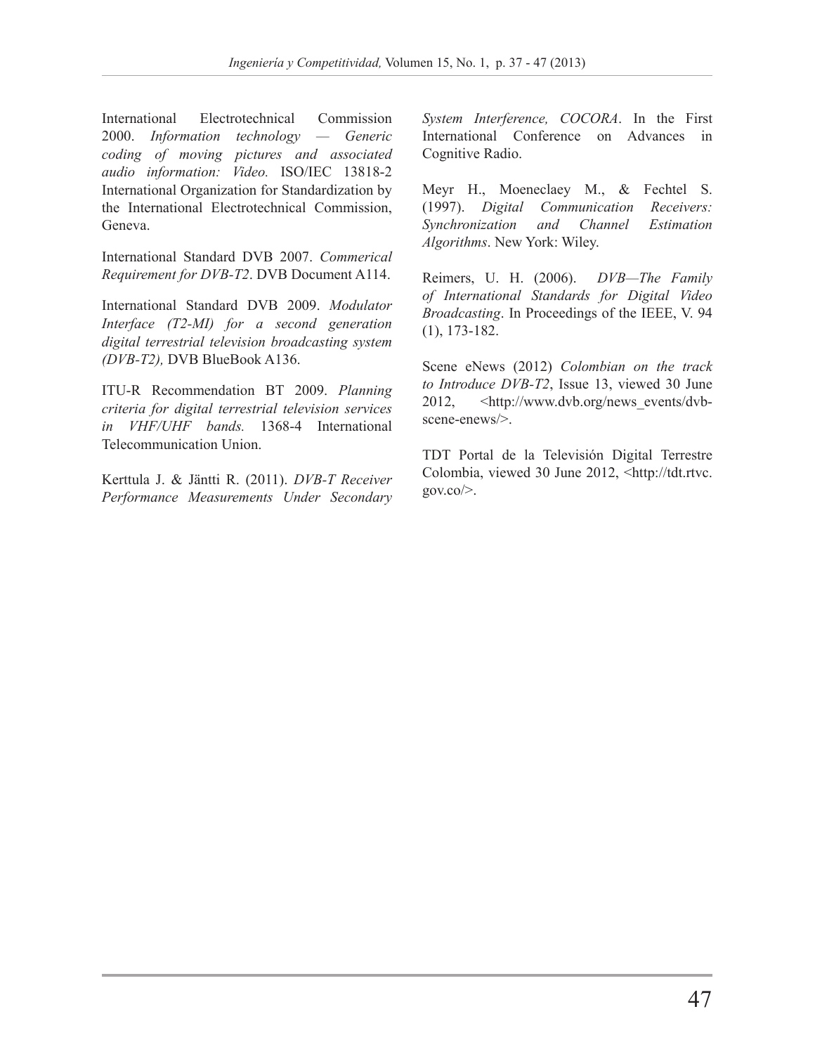International Electrotechnical Commission 2000. *Information technology — Generic coding of moving pictures and associated audio information: Video.* ISO/IEC 13818-2 International Organization for Standardization by the International Electrotechnical Commission, Geneva.

International Standard DVB 2007. *Commerical Requirement for DVB-T2*. DVB Document A114.

International Standard DVB 2009. *Modulator Interface (T2-MI) for a second generation digital terrestrial television broadcasting system (DVB-T2),* DVB BlueBook A136.

ITU-R Recommendation BT 2009. *Planning criteria for digital terrestrial television services in VHF/UHF bands.* 1368-4 International Telecommunication Union.

Kerttula J. & Jäntti R. (2011). *DVB-T Receiver Performance Measurements Under Secondary System Interference, COCORA*. In the First International Conference on Advances in Cognitive Radio.

Meyr H., Moeneclaey M., & Fechtel S. (1997). *Digital Communication Receivers: Synchronization and Channel Estimation Algorithms*. New York: Wiley.

Reimers, U. H. (2006). *DVB—The Family of International Standards for Digital Video Broadcasting*. In Proceedings of the IEEE, V. 94 (1), 173-182.

Scene eNews (2012) *Colombian on the track to Introduce DVB-T2*, Issue 13, viewed 30 June 2012, <http://www.dvb.org/news_events/dvb-scene-enews/>.

TDT Portal de la Televisión Digital Terrestre Colombia, viewed 30 June 2012, <http://tdt.rtvc.gov.co/>.